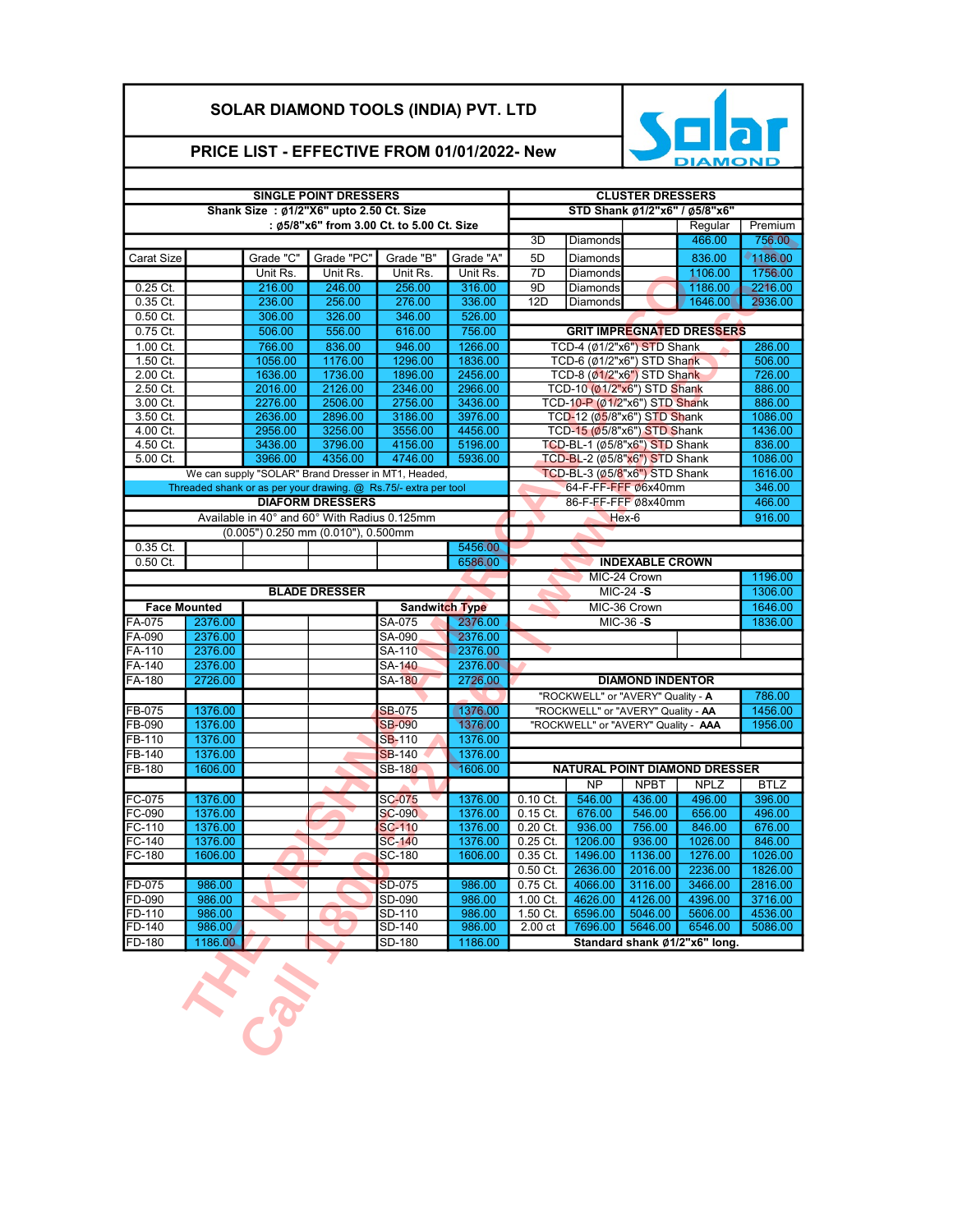# SOLAR DIAMOND TOOLS (INDIA) PVT. LTD

## PRICE LIST - EFFECTIVE FROM 01/01/2022- New

### SINGLE POINT DRESSERS

Shank Size : ø1/2"X6" upto 2.50 Ct. Size
: ø5/8"x6" from 3.00 Ct. to 5.00 Ct. Size

| Carat Size | Grade "C" | Grade "PC" | Grade "B" | Grade "A" |
|---|---|---|---|---|
| | Unit Rs. | Unit Rs. | Unit Rs. | Unit Rs. |
| 0.25 Ct. | 216.00 | 246.00 | 256.00 | 316.00 |
| 0.35 Ct. | 236.00 | 256.00 | 276.00 | 336.00 |
| 0.50 Ct. | 306.00 | 326.00 | 346.00 | 526.00 |
| 0.75 Ct. | 506.00 | 556.00 | 616.00 | 756.00 |
| 1.00 Ct. | 766.00 | 836.00 | 946.00 | 1266.00 |
| 1.50 Ct. | 1056.00 | 1176.00 | 1296.00 | 1836.00 |
| 2.00 Ct. | 1636.00 | 1736.00 | 1896.00 | 2456.00 |
| 2.50 Ct. | 2016.00 | 2126.00 | 2346.00 | 2966.00 |
| 3.00 Ct. | 2276.00 | 2506.00 | 2756.00 | 3436.00 |
| 3.50 Ct. | 2636.00 | 2896.00 | 3186.00 | 3976.00 |
| 4.00 Ct. | 2956.00 | 3256.00 | 3556.00 | 4456.00 |
| 4.50 Ct. | 3436.00 | 3796.00 | 4156.00 | 5196.00 |
| 5.00 Ct. | 3966.00 | 4356.00 | 4746.00 | 5936.00 |

We can supply "SOLAR" Brand Dresser in MT1, Headed,
Threaded shank or as per your drawing. @ Rs.75/- extra per tool

### DIAFORM DRESSERS

Available in 40° and 60° With Radius 0.125mm
(0.005") 0.250 mm (0.010"), 0.500mm

| Carat Size | Price |
|---|---|
| 0.35 Ct. | 5456.00 |
| 0.50 Ct. | 6586.00 |

### BLADE DRESSER

| Face Mounted | | Sandwitch Type | |
|---|---|---|---|
| FA-075 | 2376.00 | SA-075 | 2376.00 |
| FA-090 | 2376.00 | SA-090 | 2376.00 |
| FA-110 | 2376.00 | SA-110 | 2376.00 |
| FA-140 | 2376.00 | SA-140 | 2376.00 |
| FA-180 | 2726.00 | SA-180 | 2726.00 |
| | | | |
| FB-075 | 1376.00 | SB-075 | 1376.00 |
| FB-090 | 1376.00 | SB-090 | 1376.00 |
| FB-110 | 1376.00 | SB-110 | 1376.00 |
| FB-140 | 1376.00 | SB-140 | 1376.00 |
| FB-180 | 1606.00 | SB-180 | 1606.00 |
| | | | |
| FC-075 | 1376.00 | SC-075 | 1376.00 |
| FC-090 | 1376.00 | SC-090 | 1376.00 |
| FC-110 | 1376.00 | SC-110 | 1376.00 |
| FC-140 | 1376.00 | SC-140 | 1376.00 |
| FC-180 | 1606.00 | SC-180 | 1606.00 |
| | | | |
| FD-075 | 986.00 | SD-075 | 986.00 |
| FD-090 | 986.00 | SD-090 | 986.00 |
| FD-110 | 986.00 | SD-110 | 986.00 |
| FD-140 | 986.00 | SD-140 | 986.00 |
| FD-180 | 1186.00 | SD-180 | 1186.00 |

### CLUSTER DRESSERS

STD Shank ø1/2"x6" / ø5/8"x6"

| | | Regular | Premium |
|---|---|---|---|
| 3D | Diamonds | 466.00 | 756.00 |
| 5D | Diamonds | 836.00 | 1186.00 |
| 7D | Diamonds | 1106.00 | 1756.00 |
| 9D | Diamonds | 1186.00 | 2216.00 |
| 12D | Diamonds | 1646.00 | 2936.00 |

### GRIT IMPREGNATED DRESSERS

| Item | Price |
|---|---|
| TCD-4 (ø1/2"x6") STD Shank | 286.00 |
| TCD-6 (ø1/2"x6") STD Shank | 506.00 |
| TCD-8 (ø1/2"x6") STD Shank | 726.00 |
| TCD-10 (ø1/2"x6") STD Shank | 886.00 |
| TCD-10-P (ø1/2"x6") STD Shank | 886.00 |
| TCD-12 (ø5/8"x6") STD Shank | 1086.00 |
| TCD-15 (ø5/8"x6") STD Shank | 1436.00 |
| TCD-BL-1 (ø5/8"x6") STD Shank | 836.00 |
| TCD-BL-2 (ø5/8"x6") STD Shank | 1086.00 |
| TCD-BL-3 (ø5/8"x6") STD Shank | 1616.00 |
| 64-F-FF-FFF ø6x40mm | 346.00 |
| 86-F-FF-FFF ø8x40mm | 466.00 |
| Hex-6 | 916.00 |

### INDEXABLE CROWN

| Item | Price |
|---|---|
| MIC-24 Crown | 1196.00 |
| MIC-24 -**S** | 1306.00 |
| MIC-36 Crown | 1646.00 |
| MIC-36 -**S** | 1836.00 |

### DIAMOND INDENTOR

| Item | Price |
|---|---|
| "ROCKWELL" or "AVERY" Quality - **A** | 786.00 |
| "ROCKWELL" or "AVERY" Quality - **AA** | 1456.00 |
| "ROCKWELL" or "AVERY" Quality - **AAA** | 1956.00 |

### NATURAL POINT DIAMOND DRESSER

| | NP | NPBT | NPLZ | BTLZ |
|---|---|---|---|---|
| 0.10 Ct. | 546.00 | 436.00 | 496.00 | 396.00 |
| 0.15 Ct. | 676.00 | 546.00 | 656.00 | 496.00 |
| 0.20 Ct. | 936.00 | 756.00 | 846.00 | 676.00 |
| 0.25 Ct. | 1206.00 | 936.00 | 1026.00 | 846.00 |
| 0.35 Ct. | 1496.00 | 1136.00 | 1276.00 | 1026.00 |
| 0.50 Ct. | 2636.00 | 2016.00 | 2236.00 | 1826.00 |
| 0.75 Ct. | 4066.00 | 3116.00 | 3466.00 | 2816.00 |
| 1.00 Ct. | 4626.00 | 4126.00 | 4396.00 | 3716.00 |
| 1.50 Ct. | 6596.00 | 5046.00 | 5606.00 | 4536.00 |
| 2.00 ct | 7696.00 | 5646.00 | 6546.00 | 5086.00 |

**Standard shank ø1/2"x6" long.**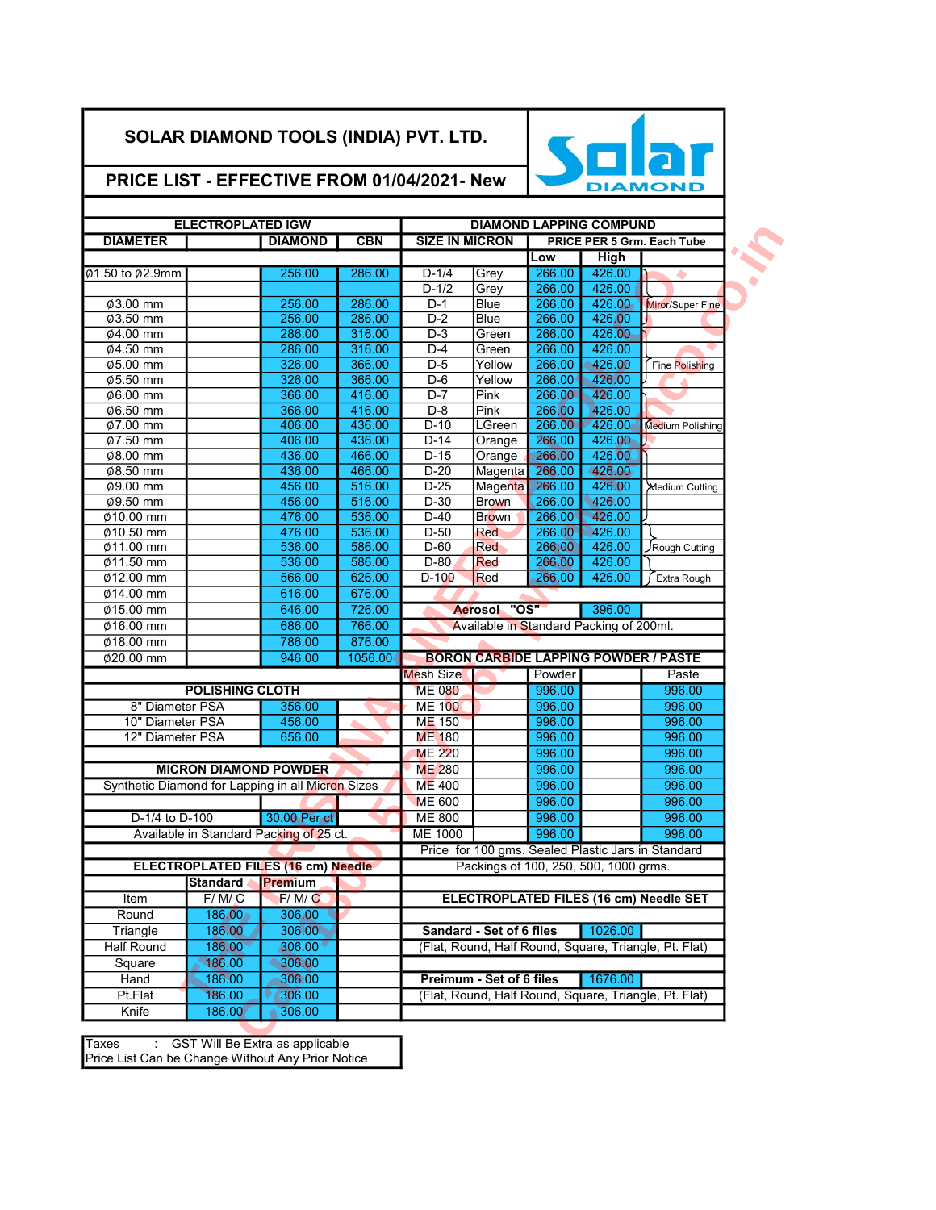# SOLAR DIAMOND TOOLS (INDIA) PVT. LTD.

## PRICE LIST - EFFECTIVE FROM 01/04/2021- New

### ELECTROPLATED IGW

| DIAMETER | | DIAMOND | CBN |
|---|---|---|---|
| Ø1.50 to Ø2.9mm | | 256.00 | 286.00 |
| Ø3.00 mm | | 256.00 | 286.00 |
| Ø3.50 mm | | 256.00 | 286.00 |
| Ø4.00 mm | | 286.00 | 316.00 |
| Ø4.50 mm | | 286.00 | 316.00 |
| Ø5.00 mm | | 326.00 | 366.00 |
| Ø5.50 mm | | 326.00 | 366.00 |
| Ø6.00 mm | | 366.00 | 416.00 |
| Ø6.50 mm | | 366.00 | 416.00 |
| Ø7.00 mm | | 406.00 | 436.00 |
| Ø7.50 mm | | 406.00 | 436.00 |
| Ø8.00 mm | | 436.00 | 466.00 |
| Ø8.50 mm | | 436.00 | 466.00 |
| Ø9.00 mm | | 456.00 | 516.00 |
| Ø9.50 mm | | 456.00 | 516.00 |
| Ø10.00 mm | | 476.00 | 536.00 |
| Ø10.50 mm | | 476.00 | 536.00 |
| Ø11.00 mm | | 536.00 | 586.00 |
| Ø11.50 mm | | 536.00 | 586.00 |
| Ø12.00 mm | | 566.00 | 626.00 |
| Ø14.00 mm | | 616.00 | 676.00 |
| Ø15.00 mm | | 646.00 | 726.00 |
| Ø16.00 mm | | 686.00 | 766.00 |
| Ø18.00 mm | | 786.00 | 876.00 |
| Ø20.00 mm | | 946.00 | 1056.00 |

### DIAMOND LAPPING COMPUND

| SIZE IN MICRON | | PRICE PER 5 Grm. Each Tube | | |
|---|---|---|---|---|
| | | Low | High | |
| D-1/4 | Grey | 266.00 | 426.00 | |
| D-1/2 | Grey | 266.00 | 426.00 | |
| D-1 | Blue | 266.00 | 426.00 | Miror/Super Fine |
| D-2 | Blue | 266.00 | 426.00 | |
| D-3 | Green | 266.00 | 426.00 | |
| D-4 | Green | 266.00 | 426.00 | |
| D-5 | Yellow | 266.00 | 426.00 | Fine Polishing |
| D-6 | Yellow | 266.00 | 426.00 | |
| D-7 | Pink | 266.00 | 426.00 | |
| D-8 | Pink | 266.00 | 426.00 | |
| D-10 | LGreen | 266.00 | 426.00 | Medium Polishing |
| D-14 | Orange | 266.00 | 426.00 | |
| D-15 | Orange | 266.00 | 426.00 | |
| D-20 | Magenta | 266.00 | 426.00 | |
| D-25 | Magenta | 266.00 | 426.00 | Medium Cutting |
| D-30 | Brown | 266.00 | 426.00 | |
| D-40 | Brown | 266.00 | 426.00 | |
| D-50 | Red | 266.00 | 426.00 | |
| D-60 | Red | 266.00 | 426.00 | Rough Cutting |
| D-80 | Red | 266.00 | 426.00 | |
| D-100 | Red | 266.00 | 426.00 | Extra Rough |

**Aerosol "OS"** 396.00
Available in Standard Packing of 200ml.

### BORON CARBIDE LAPPING POWDER / PASTE

| Mesh Size | Powder | Paste |
|---|---|---|
| ME 080 | 996.00 | 996.00 |
| ME 100 | 996.00 | 996.00 |
| ME 150 | 996.00 | 996.00 |
| ME 180 | 996.00 | 996.00 |
| ME 220 | 996.00 | 996.00 |
| ME 280 | 996.00 | 996.00 |
| ME 400 | 996.00 | 996.00 |
| ME 600 | 996.00 | 996.00 |
| ME 800 | 996.00 | 996.00 |
| ME 1000 | 996.00 | 996.00 |

Price for 100 gms. Sealed Plastic Jars in Standard Packings of 100, 250, 500, 1000 grms.

### POLISHING CLOTH

| Item | Price |
|---|---|
| 8" Diameter PSA | 356.00 |
| 10" Diameter PSA | 456.00 |
| 12" Diameter PSA | 656.00 |

### MICRON DIAMOND POWDER

Synthetic Diamond for Lapping in all Micron Sizes

| D-1/4 to D-100 | 30.00 Per ct |
|---|---|

Available in Standard Packing of 25 ct.

### ELECTROPLATED FILES (16 cm) Needle

| Item | Standard F/ M/ C | Premium F/ M/ C |
|---|---|---|
| Round | 186.00 | 306.00 |
| Triangle | 186.00 | 306.00 |
| Half Round | 186.00 | 306.00 |
| Square | 186.00 | 306.00 |
| Hand | 186.00 | 306.00 |
| Pt.Flat | 186.00 | 306.00 |
| Knife | 186.00 | 306.00 |

### ELECTROPLATED FILES (16 cm) Needle SET

| Set | Price |
|---|---|
| **Sandard - Set of 6 files** | 1026.00 |
| (Flat, Round, Half Round, Square, Triangle, Pt. Flat) | |
| **Preimum - Set of 6 files** | 1676.00 |
| (Flat, Round, Half Round, Square, Triangle, Pt. Flat) | |

Taxes : GST Will Be Extra as applicable
Price List Can be Change Without Any Prior Notice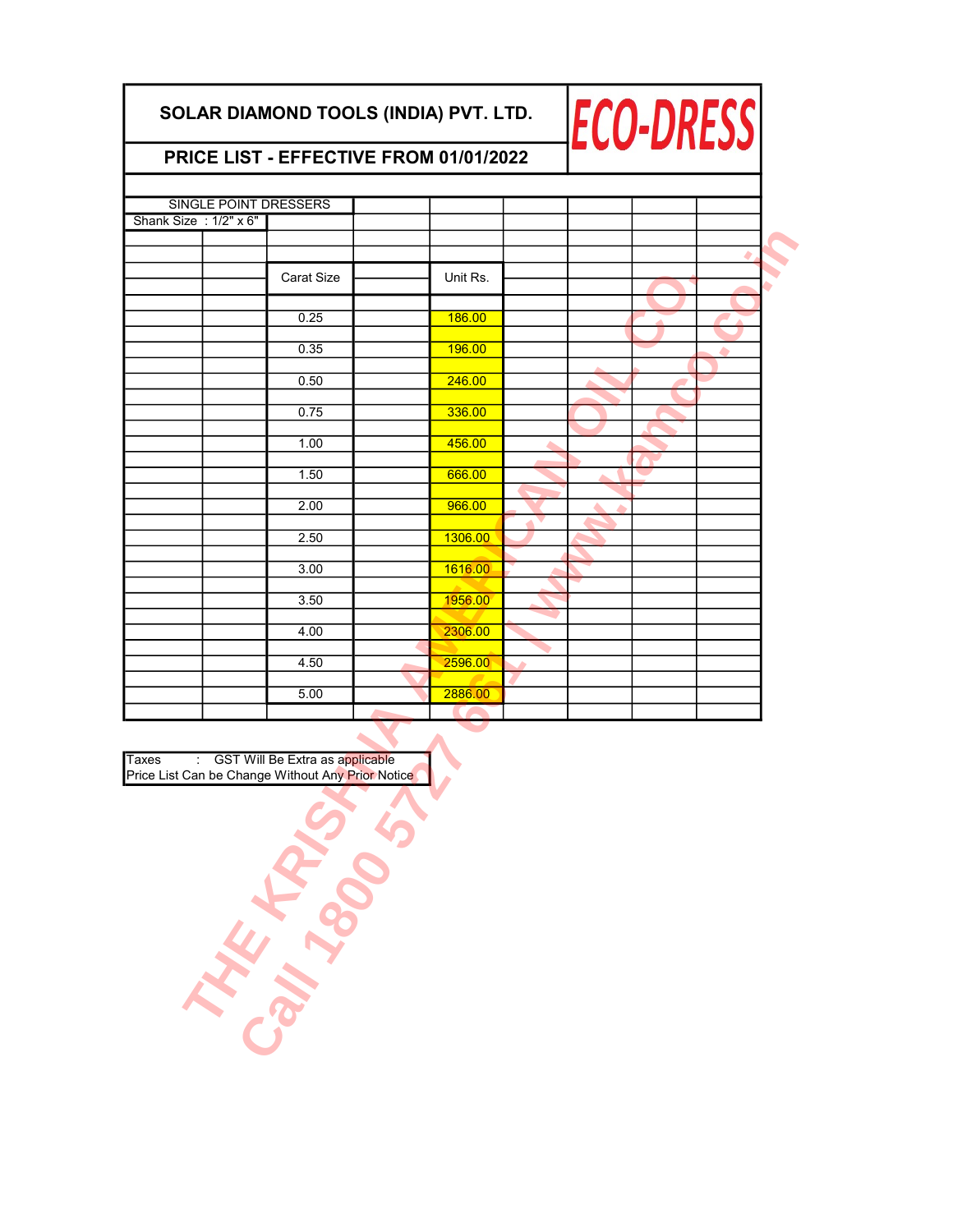**SOLAR DIAMOND TOOLS (INDIA) PVT. LTD.**

**ECO-DRESS**

**PRICE LIST - EFFECTIVE FROM 01/01/2022**

SINGLE POINT DRESSERS

Shank Size : 1/2" x 6"

| Carat Size | Unit Rs. |
|---|---|
| 0.25 | 186.00 |
| 0.35 | 196.00 |
| 0.50 | 246.00 |
| 0.75 | 336.00 |
| 1.00 | 456.00 |
| 1.50 | 666.00 |
| 2.00 | 966.00 |
| 2.50 | 1306.00 |
| 3.00 | 1616.00 |
| 3.50 | 1956.00 |
| 4.00 | 2306.00 |
| 4.50 | 2596.00 |
| 5.00 | 2886.00 |

Taxes : GST Will Be Extra as applicable
Price List Can be Change Without Any Prior Notice

THE KRISHNA AMERICAN OIL CO.
Call 1800 5727 661 | www.kamco.co.in